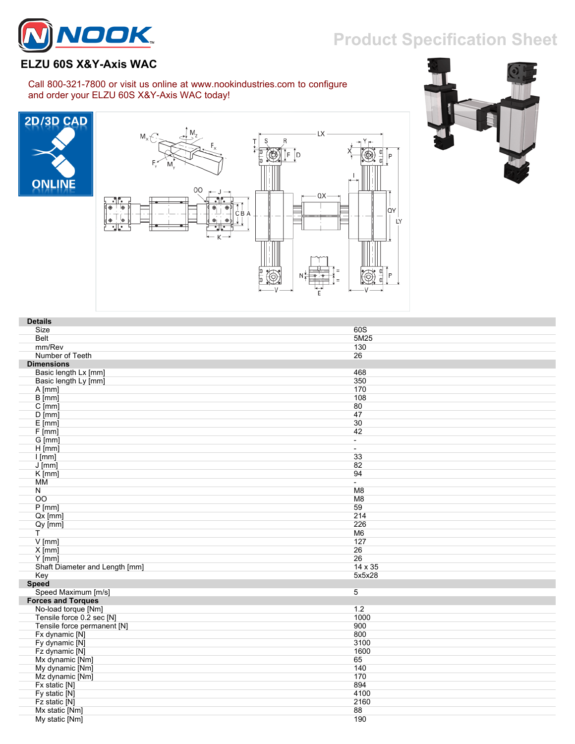# NOOK

Product Specification Sheet

## ELZU 60S X&Y-Axis WAC

Call 800-321-7800 or visit us online at www.nookindustries.com to configure and order your ELZU 60S X&Y-Axis WAC today!

2D/3D CAD ONLINE

| Details | |
|---|---|
| Size | 60S |
| Belt | 5M25 |
| mm/Rev | 130 |
| Number of Teeth | 26 |
| **Dimensions** | |
| Basic length Lx [mm] | 468 |
| Basic length Ly [mm] | 350 |
| A [mm] | 170 |
| B [mm] | 108 |
| C [mm] | 80 |
| D [mm] | 47 |
| E [mm] | 30 |
| F [mm] | 42 |
| G [mm] | - |
| H [mm] | - |
| I [mm] | 33 |
| J [mm] | 82 |
| K [mm] | 94 |
| MM | - |
| N | M8 |
| OO | M8 |
| P [mm] | 59 |
| Qx [mm] | 214 |
| Qy [mm] | 226 |
| T | M6 |
| V [mm] | 127 |
| X [mm] | 26 |
| Y [mm] | 26 |
| Shaft Diameter and Length [mm] | 14 x 35 |
| Key | 5x5x28 |
| **Speed** | |
| Speed Maximum [m/s] | 5 |
| **Forces and Torques** | |
| No-load torque [Nm] | 1.2 |
| Tensile force 0.2 sec [N] | 1000 |
| Tensile force permanent [N] | 900 |
| Fx dynamic [N] | 800 |
| Fy dynamic [N] | 3100 |
| Fz dynamic [N] | 1600 |
| Mx dynamic [Nm] | 65 |
| My dynamic [Nm] | 140 |
| Mz dynamic [Nm] | 170 |
| Fx static [N] | 894 |
| Fy static [N] | 4100 |
| Fz static [N] | 2160 |
| Mx static [Nm] | 88 |
| My static [Nm] | 190 |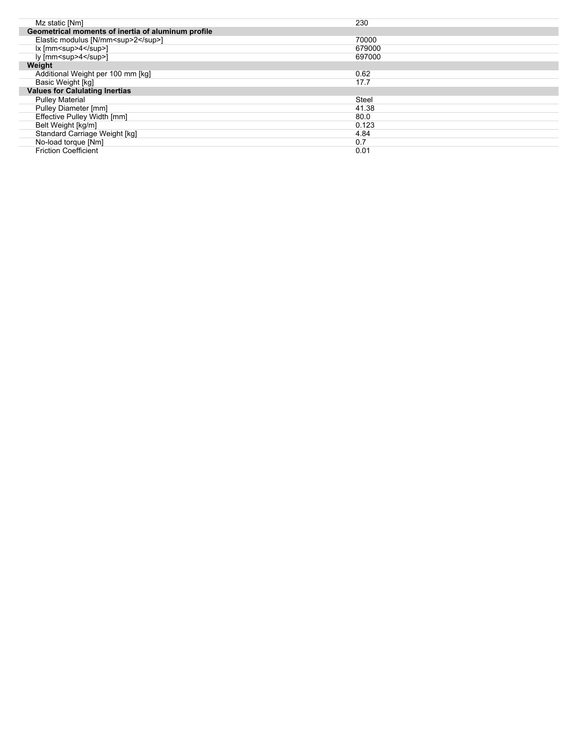| | |
|---|---|
| Mz static [Nm] | 230 |
| **Geometrical moments of inertia of aluminum profile** | |
| Elastic modulus [N/mm$^2$] | 70000 |
| Ix [mm$^4$] | 679000 |
| Iy [mm$^4$] | 697000 |
| **Weight** | |
| Additional Weight per 100 mm [kg] | 0.62 |
| Basic Weight [kg] | 17.7 |
| **Values for Calulating Inertias** | |
| Pulley Material | Steel |
| Pulley Diameter [mm] | 41.38 |
| Effective Pulley Width [mm] | 80.0 |
| Belt Weight [kg/m] | 0.123 |
| Standard Carriage Weight [kg] | 4.84 |
| No-load torque [Nm] | 0.7 |
| Friction Coefficient | 0.01 |